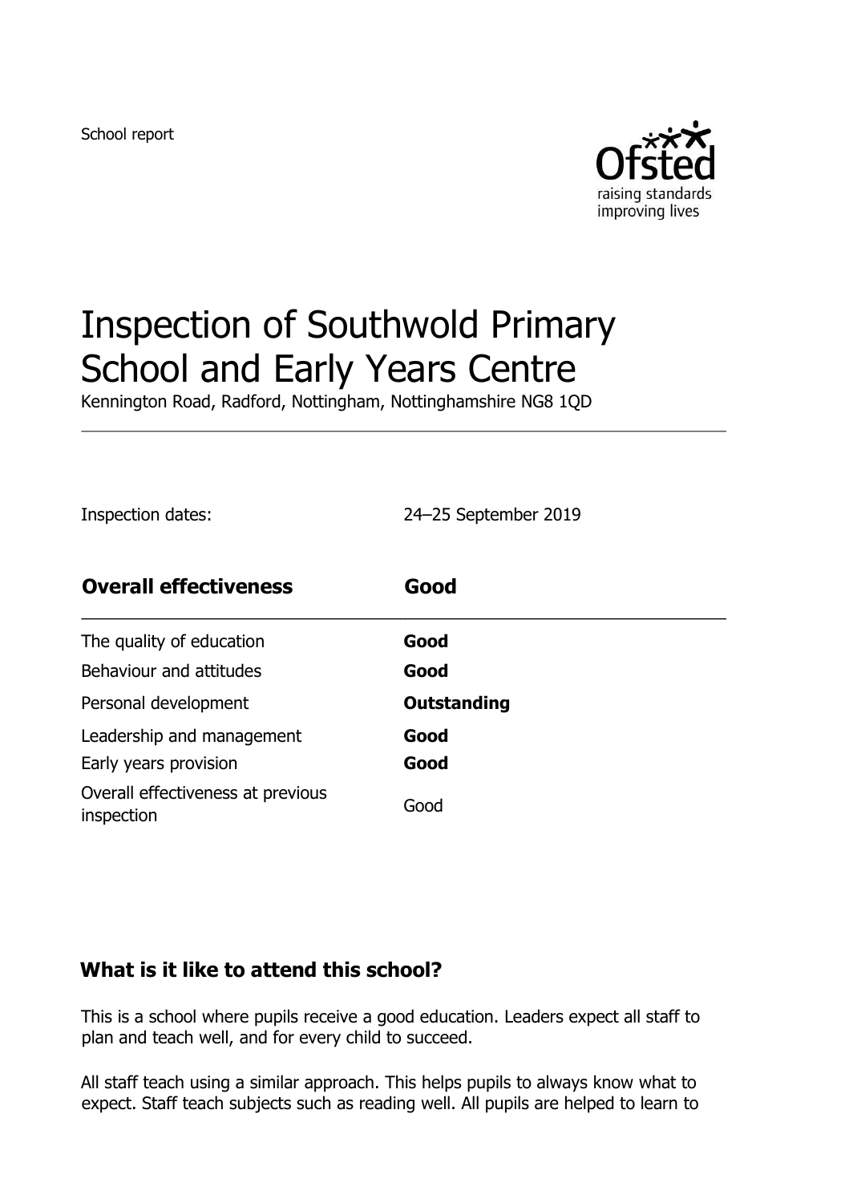School report

# Inspection of Southwold Primary School and Early Years Centre

Kennington Road, Radford, Nottingham, Nottinghamshire NG8 1QD

Inspection dates: 24–25 September 2019

| **Overall effectiveness** | **Good** |
| --- | --- |
| The quality of education | **Good** |
| Behaviour and attitudes | **Good** |
| Personal development | **Outstanding** |
| Leadership and management | **Good** |
| Early years provision | **Good** |
| Overall effectiveness at previous inspection | Good |

## What is it like to attend this school?

This is a school where pupils receive a good education. Leaders expect all staff to plan and teach well, and for every child to succeed.

All staff teach using a similar approach. This helps pupils to always know what to expect. Staff teach subjects such as reading well. All pupils are helped to learn to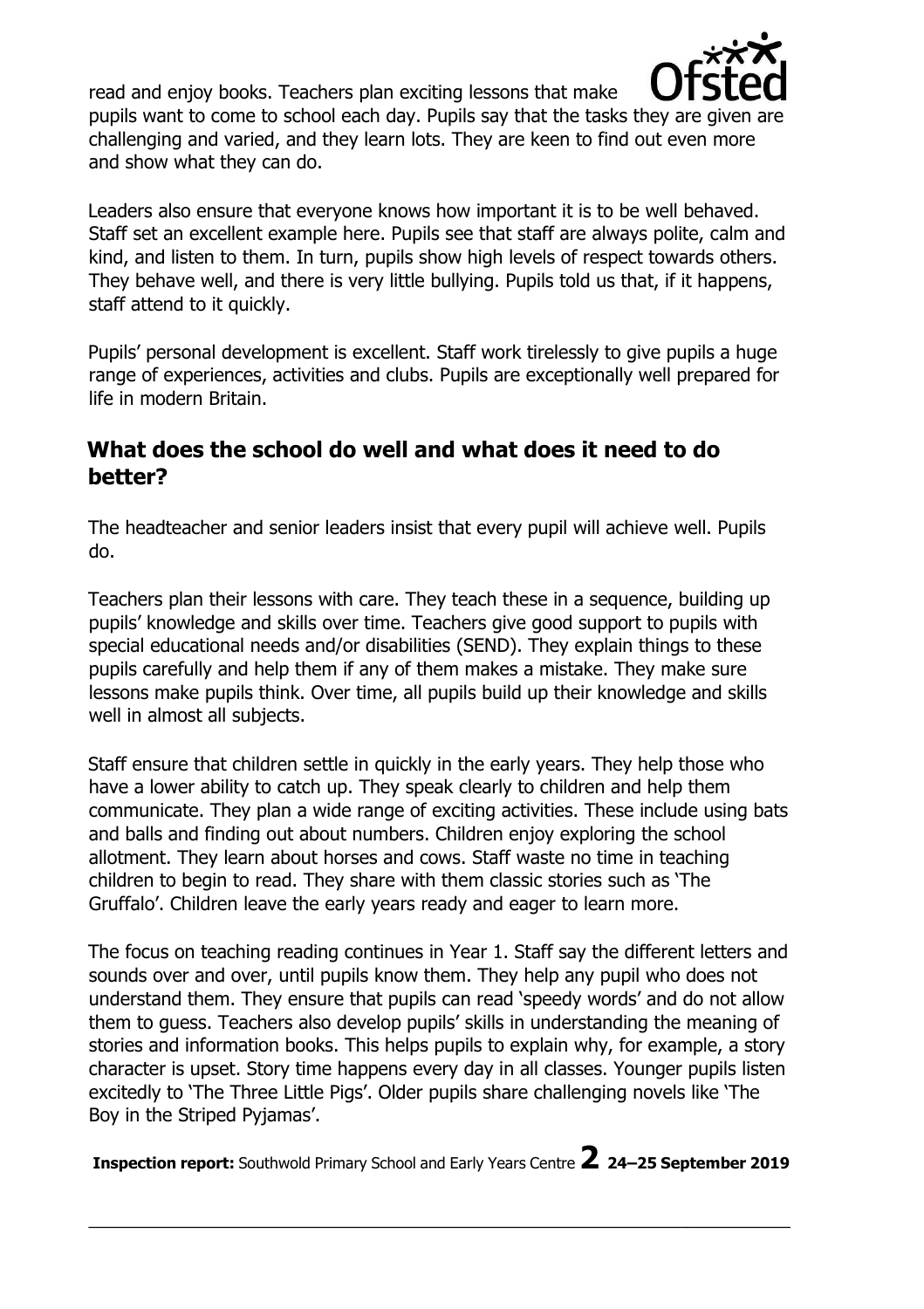read and enjoy books. Teachers plan exciting lessons that make pupils want to come to school each day. Pupils say that the tasks they are given are challenging and varied, and they learn lots. They are keen to find out even more and show what they can do.

Leaders also ensure that everyone knows how important it is to be well behaved. Staff set an excellent example here. Pupils see that staff are always polite, calm and kind, and listen to them. In turn, pupils show high levels of respect towards others. They behave well, and there is very little bullying. Pupils told us that, if it happens, staff attend to it quickly.

Pupils' personal development is excellent. Staff work tirelessly to give pupils a huge range of experiences, activities and clubs. Pupils are exceptionally well prepared for life in modern Britain.

## What does the school do well and what does it need to do better?

The headteacher and senior leaders insist that every pupil will achieve well. Pupils do.

Teachers plan their lessons with care. They teach these in a sequence, building up pupils' knowledge and skills over time. Teachers give good support to pupils with special educational needs and/or disabilities (SEND). They explain things to these pupils carefully and help them if any of them makes a mistake. They make sure lessons make pupils think. Over time, all pupils build up their knowledge and skills well in almost all subjects.

Staff ensure that children settle in quickly in the early years. They help those who have a lower ability to catch up. They speak clearly to children and help them communicate. They plan a wide range of exciting activities. These include using bats and balls and finding out about numbers. Children enjoy exploring the school allotment. They learn about horses and cows. Staff waste no time in teaching children to begin to read. They share with them classic stories such as 'The Gruffalo'. Children leave the early years ready and eager to learn more.

The focus on teaching reading continues in Year 1. Staff say the different letters and sounds over and over, until pupils know them. They help any pupil who does not understand them. They ensure that pupils can read 'speedy words' and do not allow them to guess. Teachers also develop pupils' skills in understanding the meaning of stories and information books. This helps pupils to explain why, for example, a story character is upset. Story time happens every day in all classes. Younger pupils listen excitedly to 'The Three Little Pigs'. Older pupils share challenging novels like 'The Boy in the Striped Pyjamas'.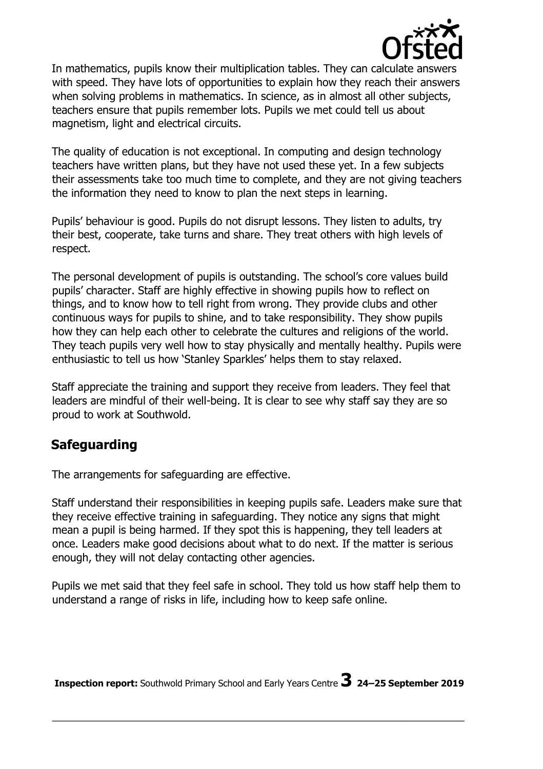In mathematics, pupils know their multiplication tables. They can calculate answers with speed. They have lots of opportunities to explain how they reach their answers when solving problems in mathematics. In science, as in almost all other subjects, teachers ensure that pupils remember lots. Pupils we met could tell us about magnetism, light and electrical circuits.

The quality of education is not exceptional. In computing and design technology teachers have written plans, but they have not used these yet. In a few subjects their assessments take too much time to complete, and they are not giving teachers the information they need to know to plan the next steps in learning.

Pupils' behaviour is good. Pupils do not disrupt lessons. They listen to adults, try their best, cooperate, take turns and share. They treat others with high levels of respect.

The personal development of pupils is outstanding. The school's core values build pupils' character. Staff are highly effective in showing pupils how to reflect on things, and to know how to tell right from wrong. They provide clubs and other continuous ways for pupils to shine, and to take responsibility. They show pupils how they can help each other to celebrate the cultures and religions of the world. They teach pupils very well how to stay physically and mentally healthy. Pupils were enthusiastic to tell us how 'Stanley Sparkles' helps them to stay relaxed.

Staff appreciate the training and support they receive from leaders. They feel that leaders are mindful of their well-being. It is clear to see why staff say they are so proud to work at Southwold.

## Safeguarding

The arrangements for safeguarding are effective.

Staff understand their responsibilities in keeping pupils safe. Leaders make sure that they receive effective training in safeguarding. They notice any signs that might mean a pupil is being harmed. If they spot this is happening, they tell leaders at once. Leaders make good decisions about what to do next. If the matter is serious enough, they will not delay contacting other agencies.

Pupils we met said that they feel safe in school. They told us how staff help them to understand a range of risks in life, including how to keep safe online.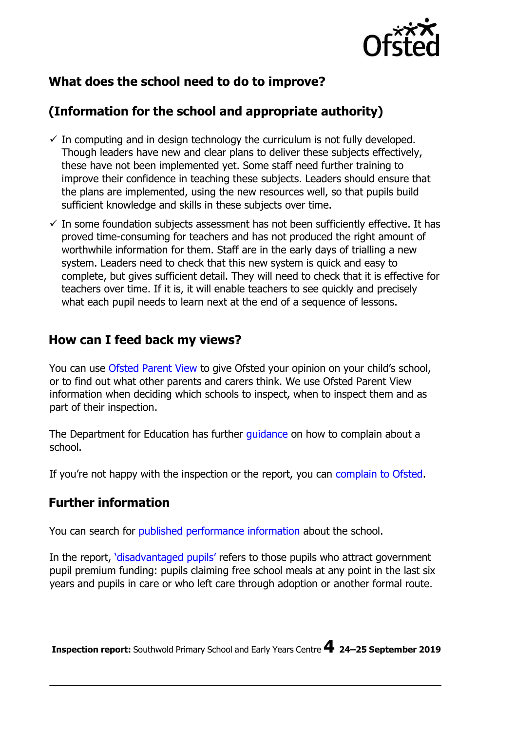## What does the school need to do to improve?

## (Information for the school and appropriate authority)

- ✓ In computing and in design technology the curriculum is not fully developed. Though leaders have new and clear plans to deliver these subjects effectively, these have not been implemented yet. Some staff need further training to improve their confidence in teaching these subjects. Leaders should ensure that the plans are implemented, using the new resources well, so that pupils build sufficient knowledge and skills in these subjects over time.
- ✓ In some foundation subjects assessment has not been sufficiently effective. It has proved time-consuming for teachers and has not produced the right amount of worthwhile information for them. Staff are in the early days of trialling a new system. Leaders need to check that this new system is quick and easy to complete, but gives sufficient detail. They will need to check that it is effective for teachers over time. If it is, it will enable teachers to see quickly and precisely what each pupil needs to learn next at the end of a sequence of lessons.

## How can I feed back my views?

You can use Ofsted Parent View to give Ofsted your opinion on your child's school, or to find out what other parents and carers think. We use Ofsted Parent View information when deciding which schools to inspect, when to inspect them and as part of their inspection.

The Department for Education has further guidance on how to complain about a school.

If you're not happy with the inspection or the report, you can complain to Ofsted.

## Further information

You can search for published performance information about the school.

In the report, 'disadvantaged pupils' refers to those pupils who attract government pupil premium funding: pupils claiming free school meals at any point in the last six years and pupils in care or who left care through adoption or another formal route.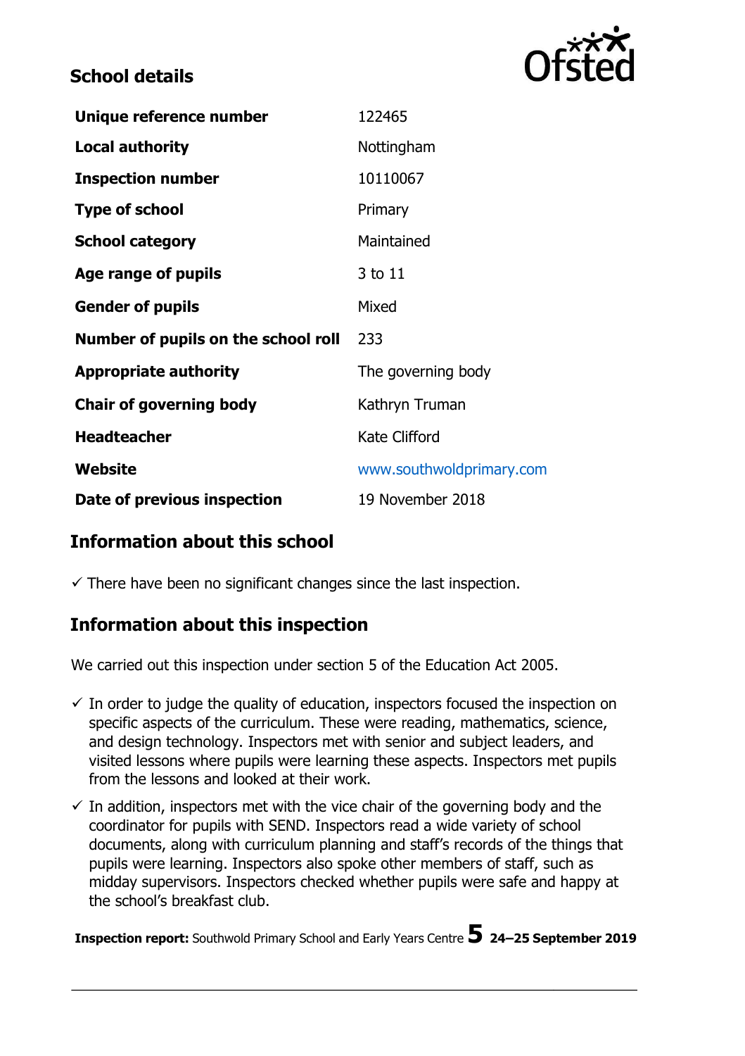## School details

| | |
|---|---|
| **Unique reference number** | 122465 |
| **Local authority** | Nottingham |
| **Inspection number** | 10110067 |
| **Type of school** | Primary |
| **School category** | Maintained |
| **Age range of pupils** | 3 to 11 |
| **Gender of pupils** | Mixed |
| **Number of pupils on the school roll** | 233 |
| **Appropriate authority** | The governing body |
| **Chair of governing body** | Kathryn Truman |
| **Headteacher** | Kate Clifford |
| **Website** | www.southwoldprimary.com |
| **Date of previous inspection** | 19 November 2018 |

## Information about this school

- ✓ There have been no significant changes since the last inspection.

## Information about this inspection

We carried out this inspection under section 5 of the Education Act 2005.

- ✓ In order to judge the quality of education, inspectors focused the inspection on specific aspects of the curriculum. These were reading, mathematics, science, and design technology. Inspectors met with senior and subject leaders, and visited lessons where pupils were learning these aspects. Inspectors met pupils from the lessons and looked at their work.
- ✓ In addition, inspectors met with the vice chair of the governing body and the coordinator for pupils with SEND. Inspectors read a wide variety of school documents, along with curriculum planning and staff's records of the things that pupils were learning. Inspectors also spoke other members of staff, such as midday supervisors. Inspectors checked whether pupils were safe and happy at the school's breakfast club.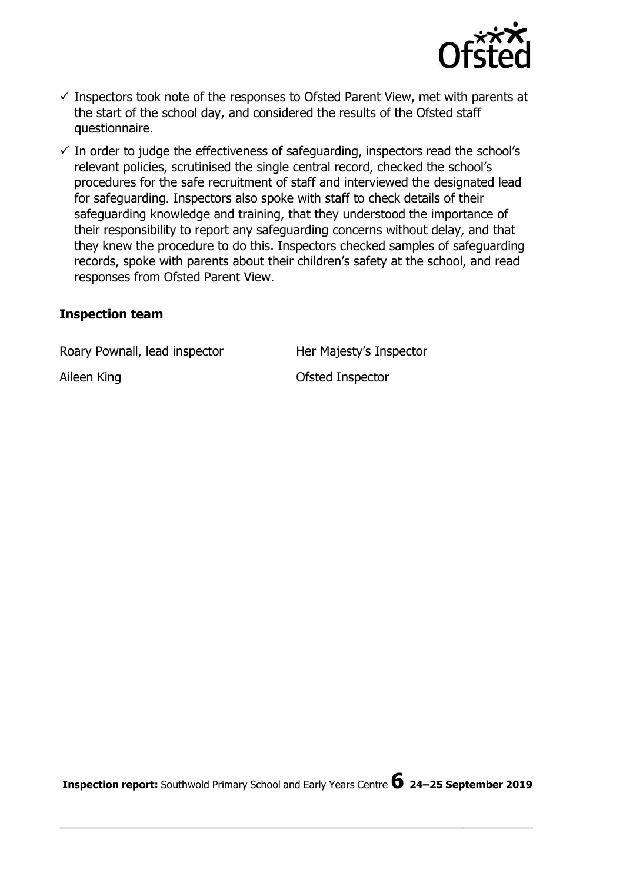- ✓ Inspectors took note of the responses to Ofsted Parent View, met with parents at the start of the school day, and considered the results of the Ofsted staff questionnaire.
- ✓ In order to judge the effectiveness of safeguarding, inspectors read the school's relevant policies, scrutinised the single central record, checked the school's procedures for the safe recruitment of staff and interviewed the designated lead for safeguarding. Inspectors also spoke with staff to check details of their safeguarding knowledge and training, that they understood the importance of their responsibility to report any safeguarding concerns without delay, and that they knew the procedure to do this. Inspectors checked samples of safeguarding records, spoke with parents about their children's safety at the school, and read responses from Ofsted Parent View.

### Inspection team

| | |
|---|---|
| Roary Pownall, lead inspector | Her Majesty's Inspector |
| Aileen King | Ofsted Inspector |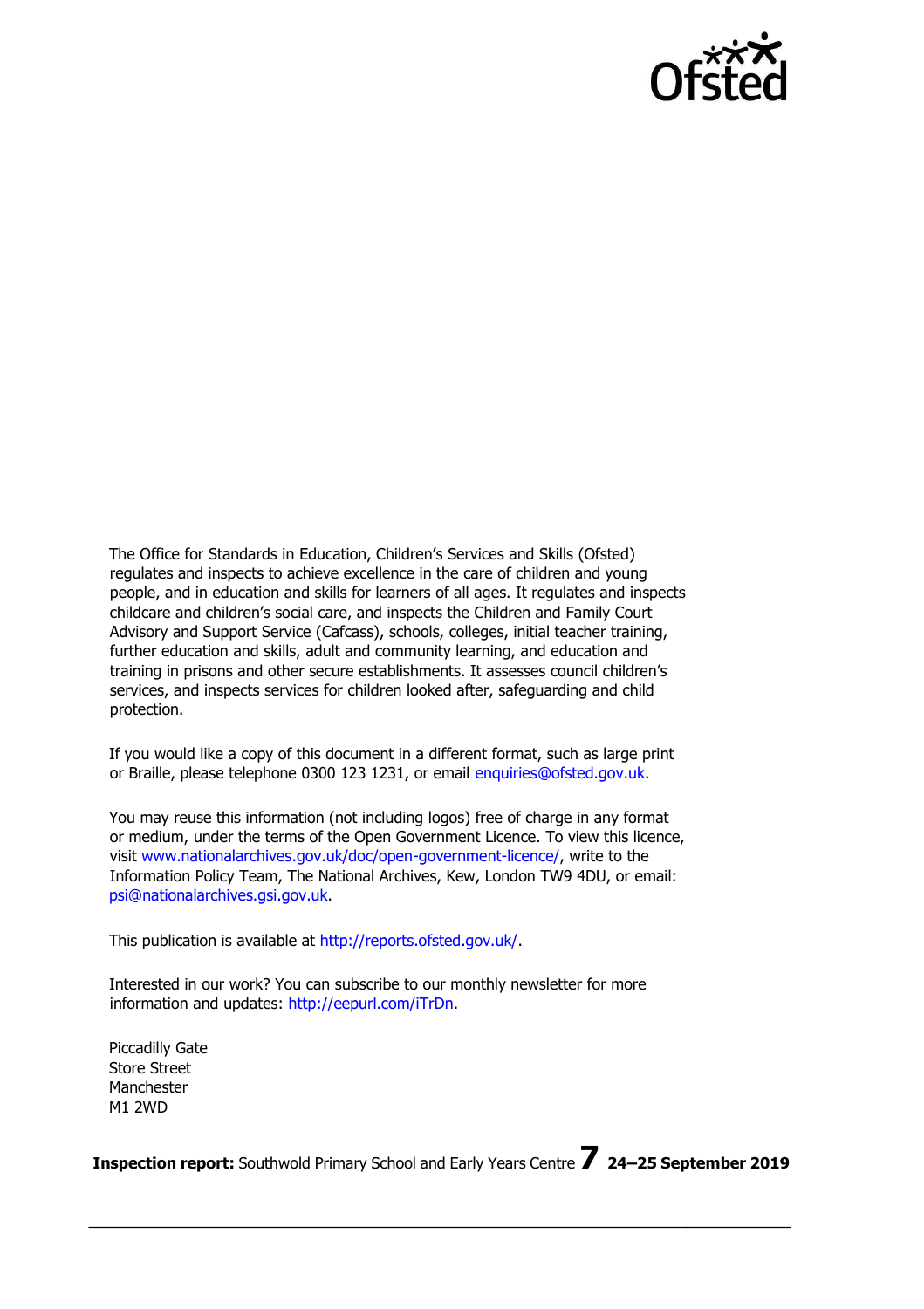The Office for Standards in Education, Children's Services and Skills (Ofsted) regulates and inspects to achieve excellence in the care of children and young people, and in education and skills for learners of all ages. It regulates and inspects childcare and children's social care, and inspects the Children and Family Court Advisory and Support Service (Cafcass), schools, colleges, initial teacher training, further education and skills, adult and community learning, and education and training in prisons and other secure establishments. It assesses council children's services, and inspects services for children looked after, safeguarding and child protection.

If you would like a copy of this document in a different format, such as large print or Braille, please telephone 0300 123 1231, or email enquiries@ofsted.gov.uk.

You may reuse this information (not including logos) free of charge in any format or medium, under the terms of the Open Government Licence. To view this licence, visit www.nationalarchives.gov.uk/doc/open-government-licence/, write to the Information Policy Team, The National Archives, Kew, London TW9 4DU, or email: psi@nationalarchives.gsi.gov.uk.

This publication is available at http://reports.ofsted.gov.uk/.

Interested in our work? You can subscribe to our monthly newsletter for more information and updates: http://eepurl.com/iTrDn.

Piccadilly Gate
Store Street
Manchester
M1 2WD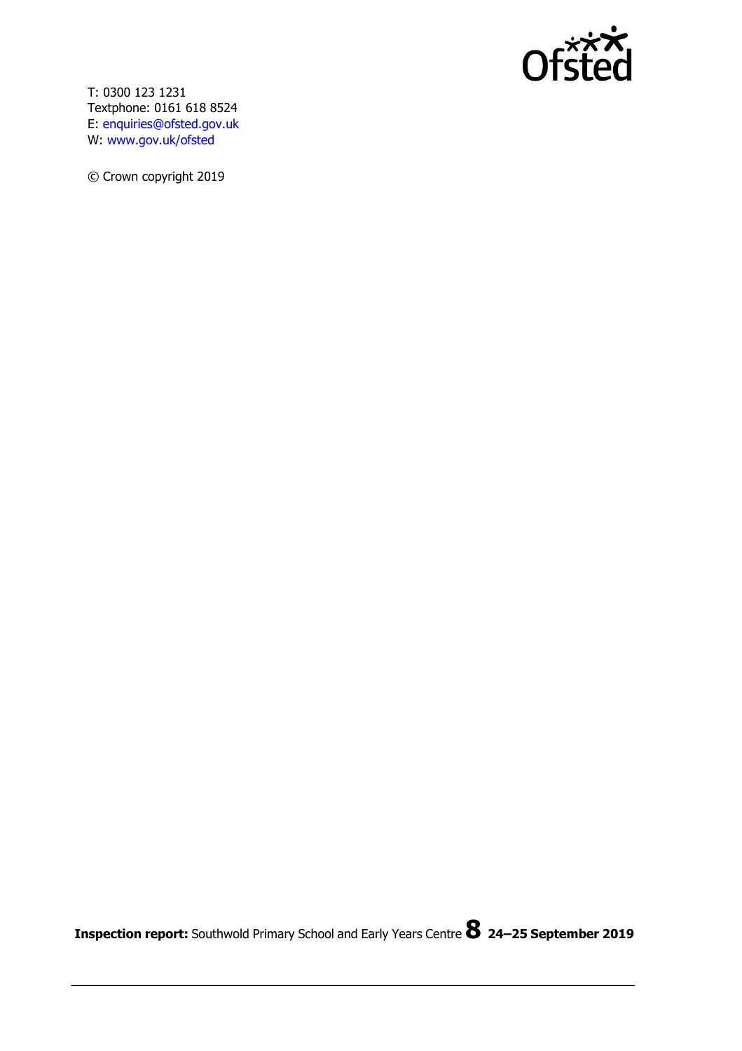T: 0300 123 1231
Textphone: 0161 618 8524
E: enquiries@ofsted.gov.uk
W: www.gov.uk/ofsted

© Crown copyright 2019